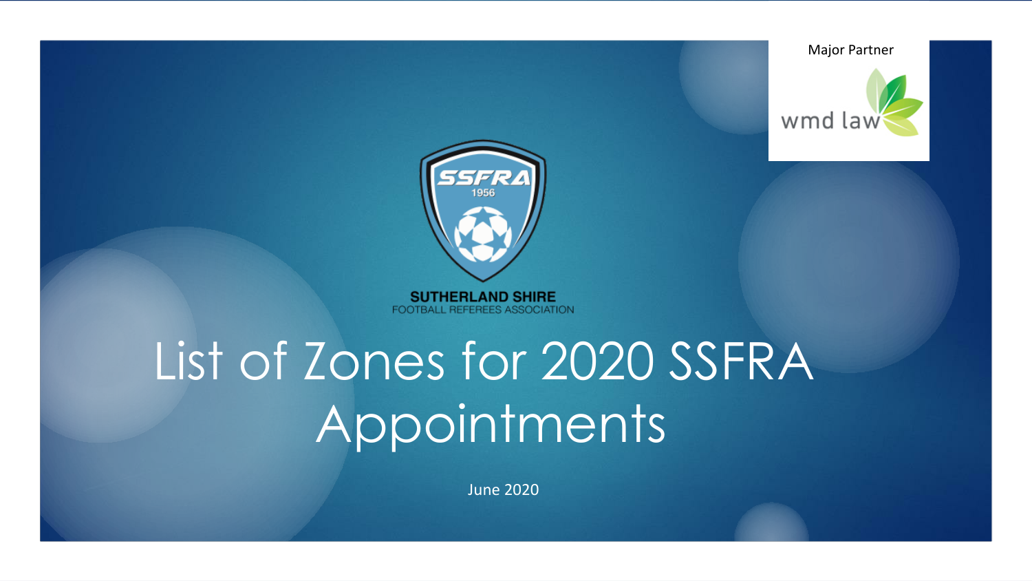Major Partner

wmd law

SSFRA 1956

SUTHERLAND SHIRE FOOTBALL REFEREES ASSOCIATION

# List of Zones for 2020 SSFRA Appointments

June 2020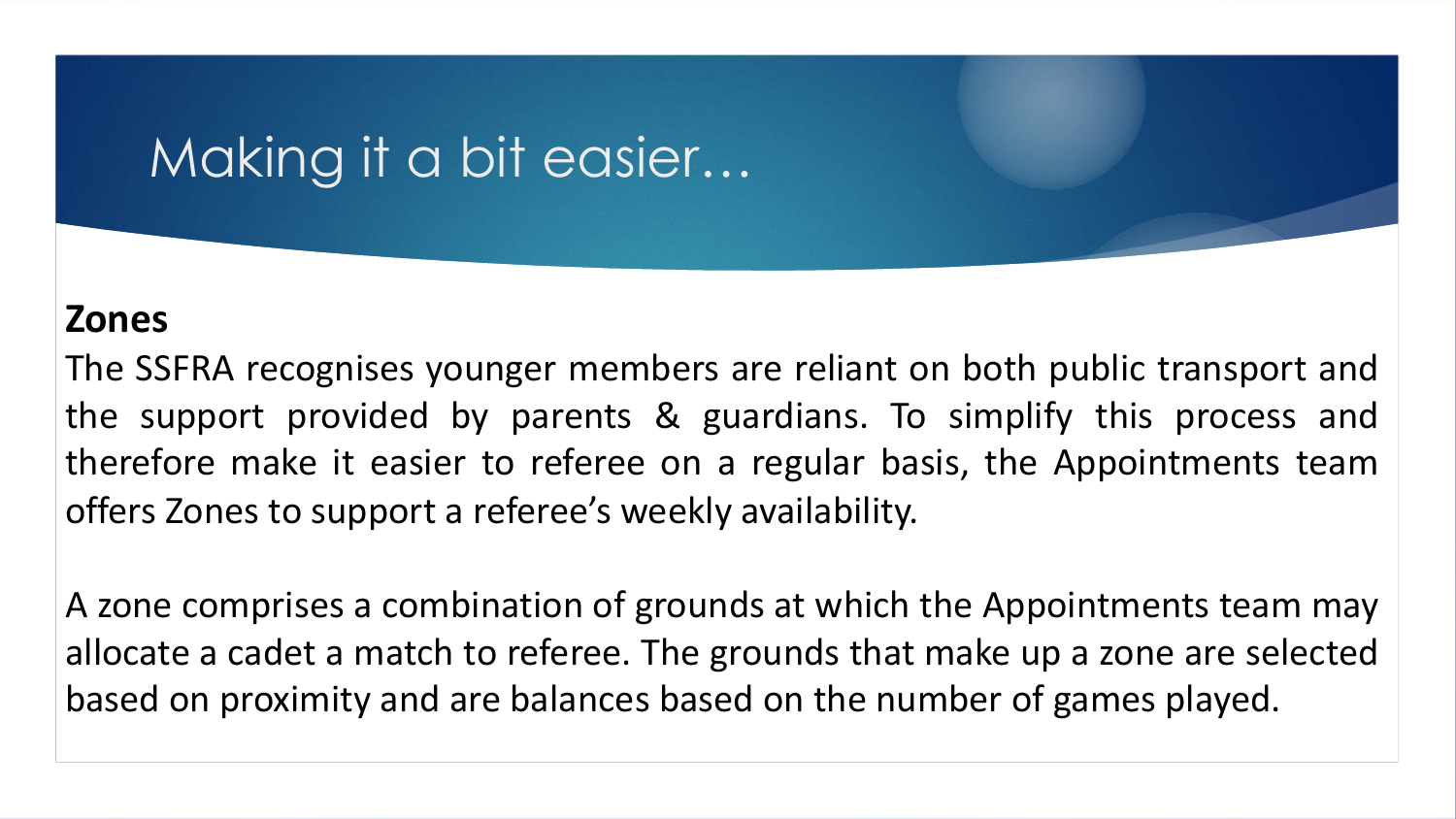# Making it a bit easier…

**Zones**

The SSFRA recognises younger members are reliant on both public transport and the support provided by parents & guardians. To simplify this process and therefore make it easier to referee on a regular basis, the Appointments team offers Zones to support a referee's weekly availability.

A zone comprises a combination of grounds at which the Appointments team may allocate a cadet a match to referee. The grounds that make up a zone are selected based on proximity and are balances based on the number of games played.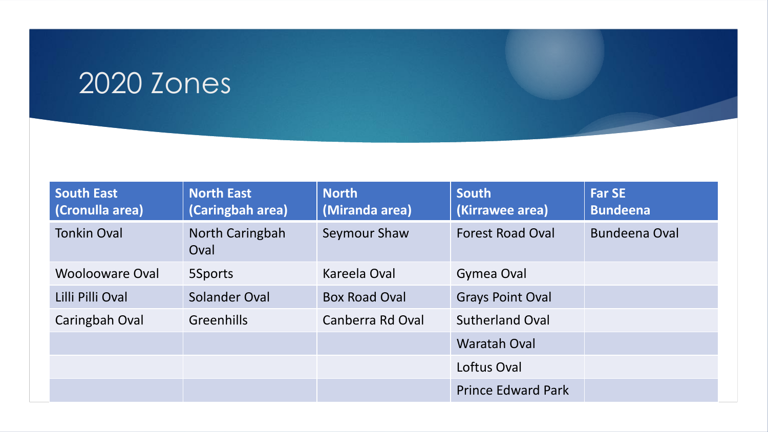# 2020 Zones

| South East (Cronulla area) | North East (Caringbah area) | North (Miranda area) | South (Kirrawee area) | Far SE Bundeena |
|---|---|---|---|---|
| Tonkin Oval | North Caringbah Oval | Seymour Shaw | Forest Road Oval | Bundeena Oval |
| Woolooware Oval | 5Sports | Kareela Oval | Gymea Oval | |
| Lilli Pilli Oval | Solander Oval | Box Road Oval | Grays Point Oval | |
| Caringbah Oval | Greenhills | Canberra Rd Oval | Sutherland Oval | |
| | | | Waratah Oval | |
| | | | Loftus Oval | |
| | | | Prince Edward Park | |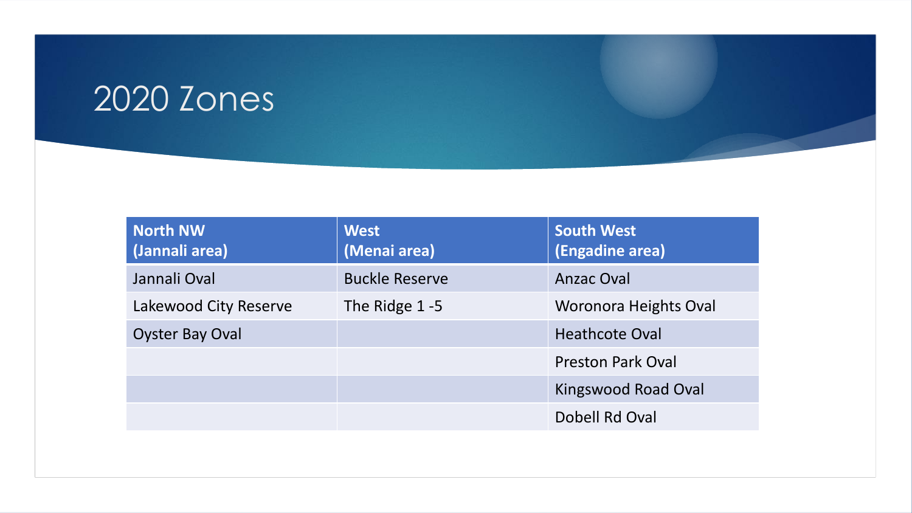# 2020 Zones

| North NW (Jannali area) | West (Menai area) | South West (Engadine area) |
| --- | --- | --- |
| Jannali Oval | Buckle Reserve | Anzac Oval |
| Lakewood City Reserve | The Ridge 1 -5 | Woronora Heights Oval |
| Oyster Bay Oval | | Heathcote Oval |
| | | Preston Park Oval |
| | | Kingswood Road Oval |
| | | Dobell Rd Oval |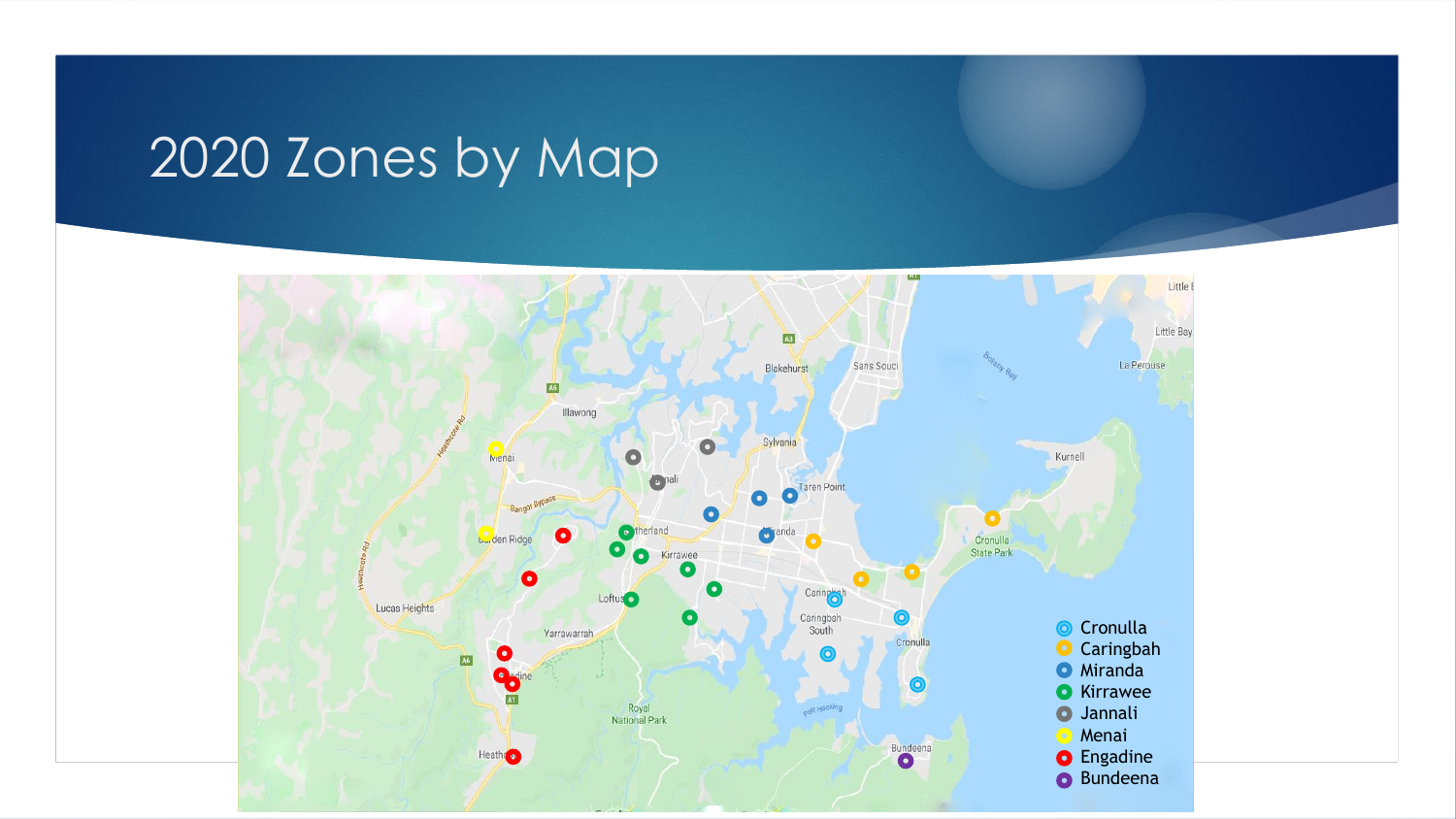# 2020 Zones by Map

- Cronulla
- Caringbah
- Miranda
- Kirrawee
- Jannali
- Menai
- Engadine
- Bundeena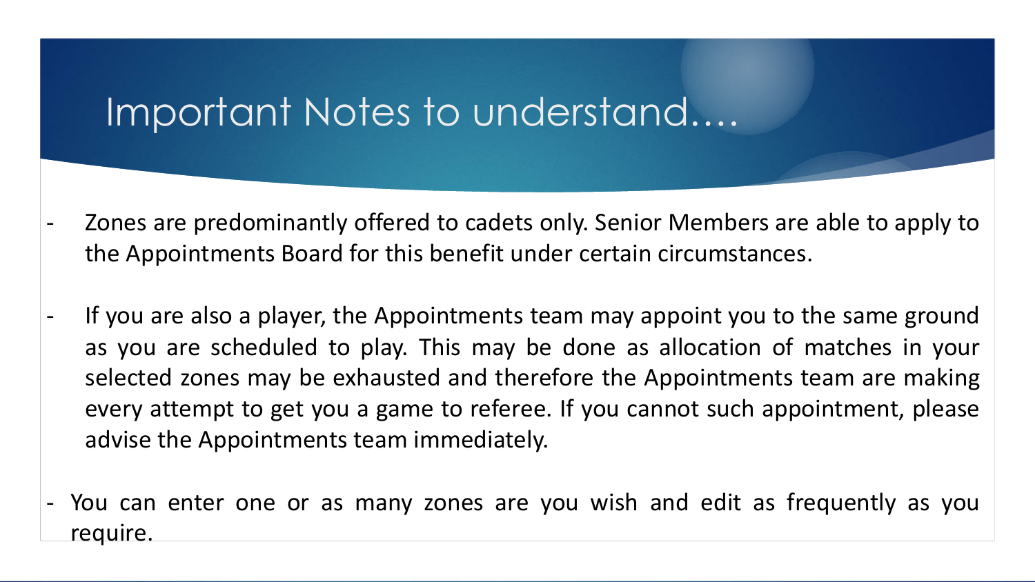# Important Notes to understand….

- Zones are predominantly offered to cadets only. Senior Members are able to apply to the Appointments Board for this benefit under certain circumstances.

- If you are also a player, the Appointments team may appoint you to the same ground as you are scheduled to play. This may be done as allocation of matches in your selected zones may be exhausted and therefore the Appointments team are making every attempt to get you a game to referee. If you cannot such appointment, please advise the Appointments team immediately.

- You can enter one or as many zones are you wish and edit as frequently as you require.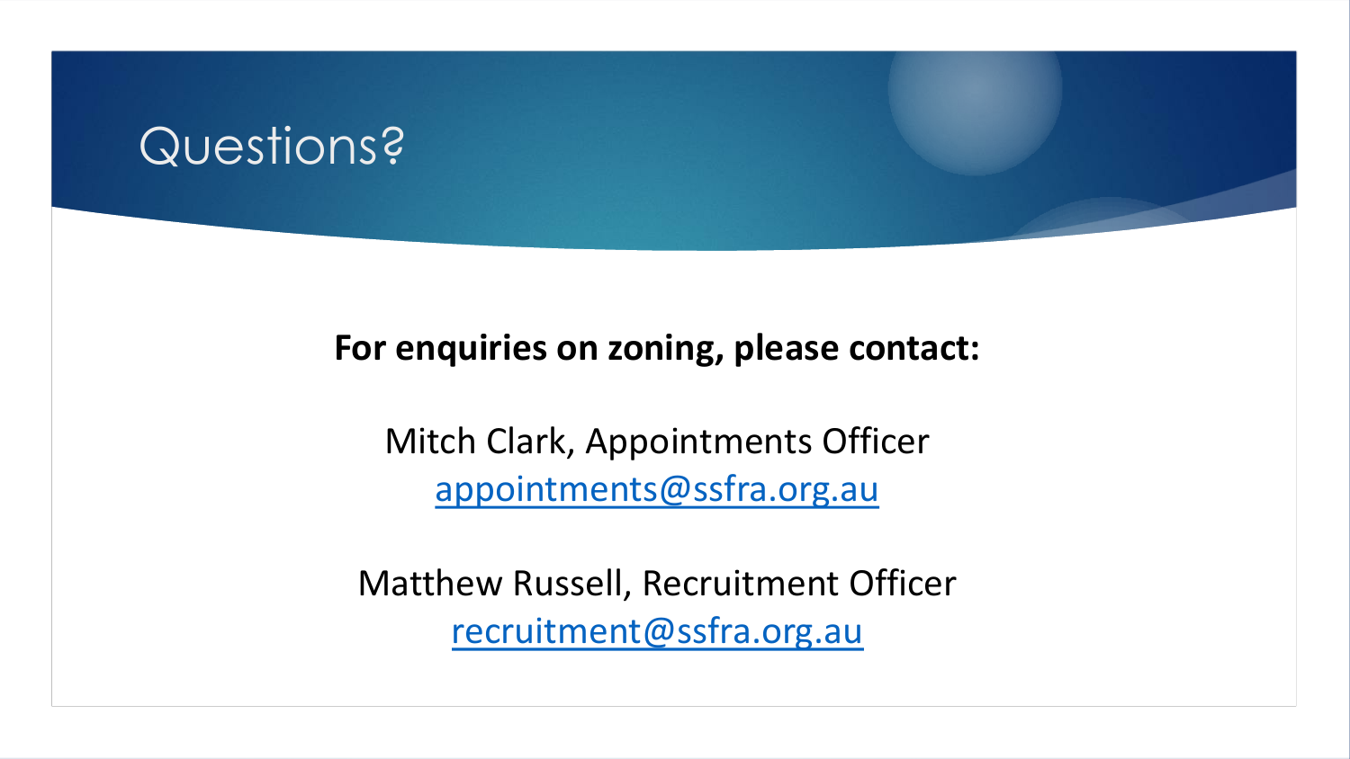# Questions?

**For enquiries on zoning, please contact:**

Mitch Clark, Appointments Officer
appointments@ssfra.org.au

Matthew Russell, Recruitment Officer
recruitment@ssfra.org.au